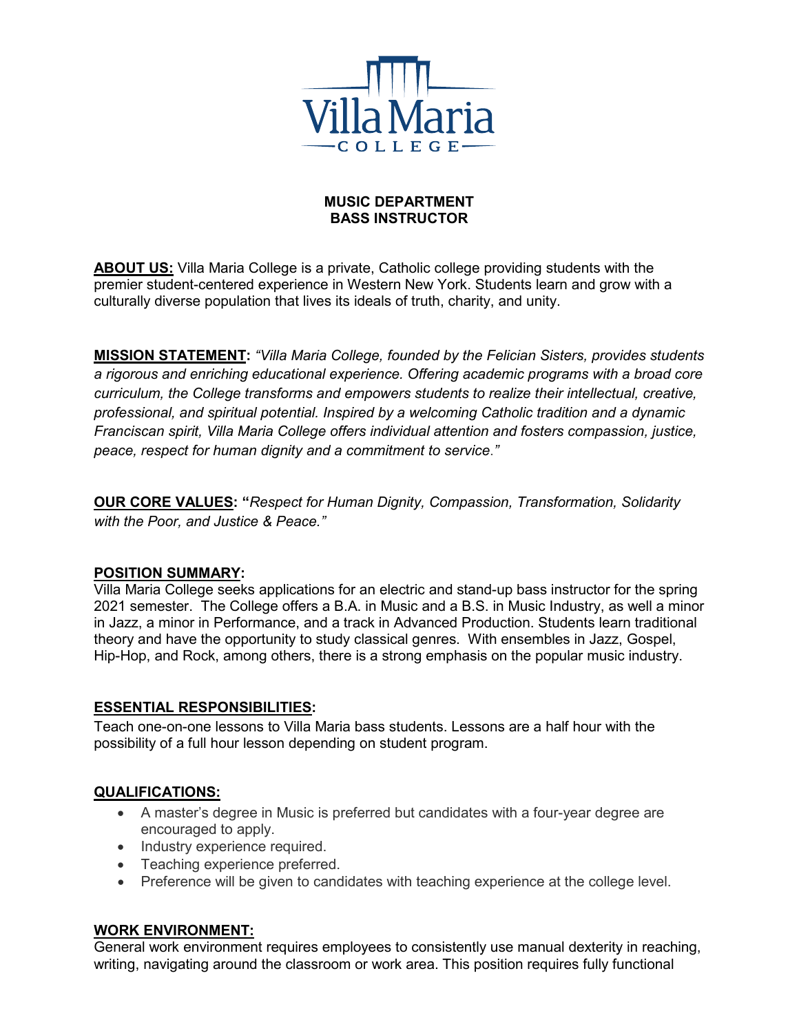Villa Maria
COLLEGE

# MUSIC DEPARTMENT
# BASS INSTRUCTOR

**ABOUT US:** Villa Maria College is a private, Catholic college providing students with the premier student-centered experience in Western New York. Students learn and grow with a culturally diverse population that lives its ideals of truth, charity, and unity.

**MISSION STATEMENT:** *"Villa Maria College, founded by the Felician Sisters, provides students a rigorous and enriching educational experience. Offering academic programs with a broad core curriculum, the College transforms and empowers students to realize their intellectual, creative, professional, and spiritual potential. Inspired by a welcoming Catholic tradition and a dynamic Franciscan spirit, Villa Maria College offers individual attention and fosters compassion, justice, peace, respect for human dignity and a commitment to service."*

**OUR CORE VALUES:** **"***Respect for Human Dignity, Compassion, Transformation, Solidarity with the Poor, and Justice & Peace."*

**POSITION SUMMARY:**

Villa Maria College seeks applications for an electric and stand-up bass instructor for the spring 2021 semester. The College offers a B.A. in Music and a B.S. in Music Industry, as well a minor in Jazz, a minor in Performance, and a track in Advanced Production. Students learn traditional theory and have the opportunity to study classical genres. With ensembles in Jazz, Gospel, Hip-Hop, and Rock, among others, there is a strong emphasis on the popular music industry.

**ESSENTIAL RESPONSIBILITIES:**

Teach one-on-one lessons to Villa Maria bass students. Lessons are a half hour with the possibility of a full hour lesson depending on student program.

**QUALIFICATIONS:**

- A master's degree in Music is preferred but candidates with a four-year degree are encouraged to apply.
- Industry experience required.
- Teaching experience preferred.
- Preference will be given to candidates with teaching experience at the college level.

**WORK ENVIRONMENT:**

General work environment requires employees to consistently use manual dexterity in reaching, writing, navigating around the classroom or work area. This position requires fully functional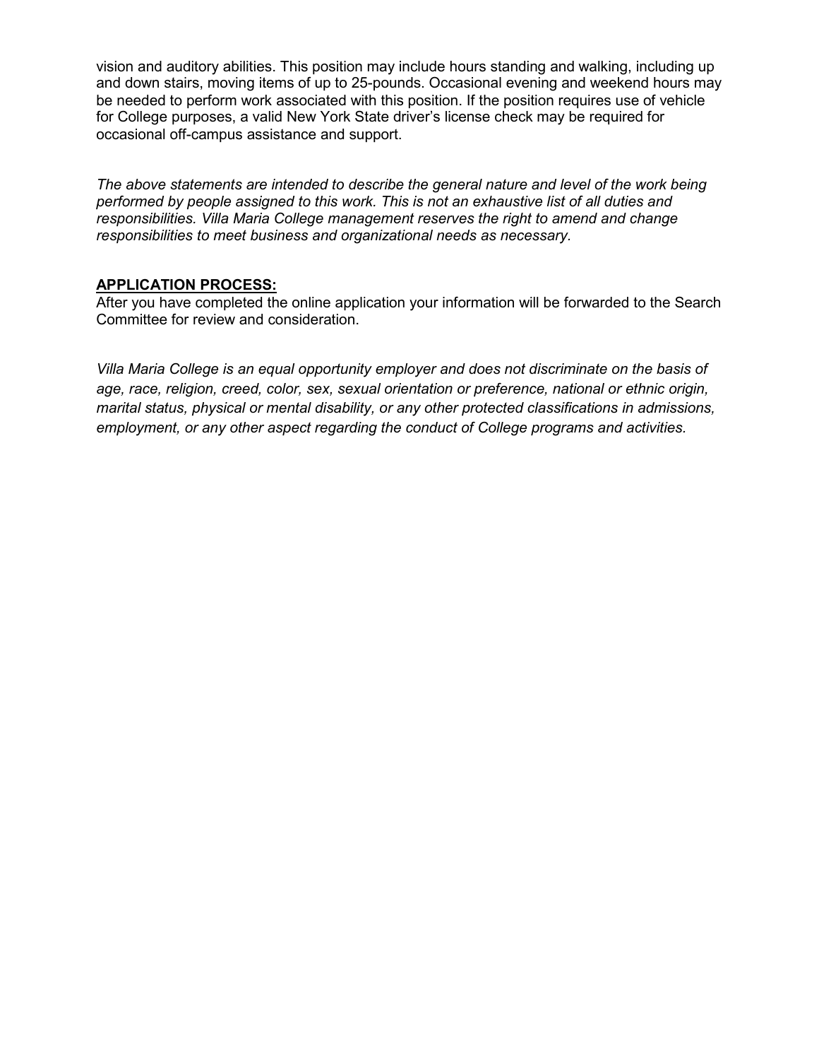vision and auditory abilities. This position may include hours standing and walking, including up and down stairs, moving items of up to 25-pounds. Occasional evening and weekend hours may be needed to perform work associated with this position. If the position requires use of vehicle for College purposes, a valid New York State driver's license check may be required for occasional off-campus assistance and support.

*The above statements are intended to describe the general nature and level of the work being performed by people assigned to this work. This is not an exhaustive list of all duties and responsibilities. Villa Maria College management reserves the right to amend and change responsibilities to meet business and organizational needs as necessary.*

**APPLICATION PROCESS:**

After you have completed the online application your information will be forwarded to the Search Committee for review and consideration.

*Villa Maria College is an equal opportunity employer and does not discriminate on the basis of age, race, religion, creed, color, sex, sexual orientation or preference, national or ethnic origin, marital status, physical or mental disability, or any other protected classifications in admissions, employment, or any other aspect regarding the conduct of College programs and activities.*